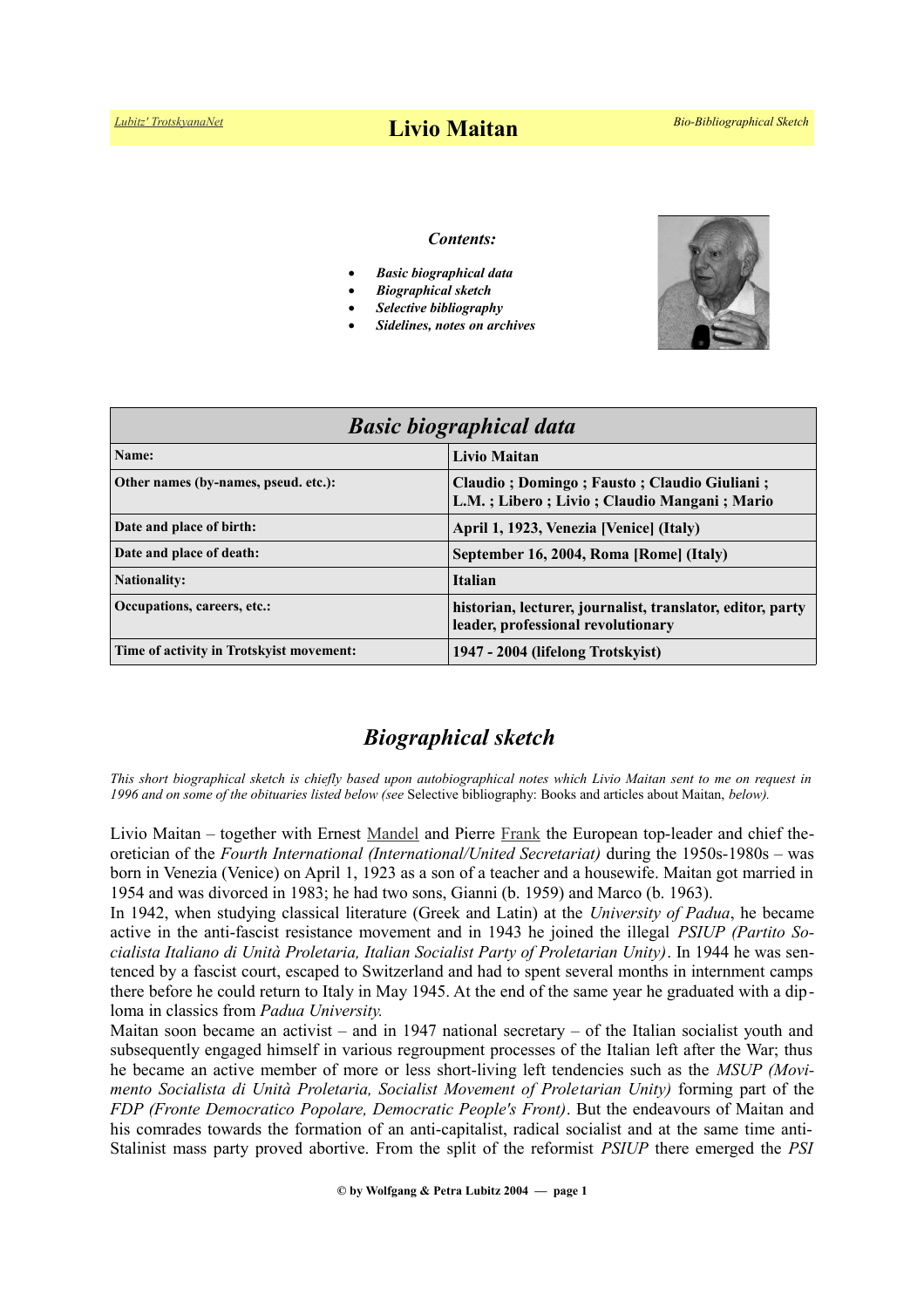# Livio Maitan

***Contents:***

- ***Basic biographical data***
- ***Biographical sketch***
- ***Selective bibliography***
- ***Sidelines, notes on archives***

| ***Basic biographical data*** | |
|---|---|
| **Name:** | **Livio Maitan** |
| **Other names (by-names, pseud. etc.):** | **Claudio ; Domingo ; Fausto ; Claudio Giuliani ; L.M. ; Libero ; Livio ; Claudio Mangani ; Mario** |
| **Date and place of birth:** | **April 1, 1923, Venezia [Venice] (Italy)** |
| **Date and place of death:** | **September 16, 2004, Roma [Rome] (Italy)** |
| **Nationality:** | **Italian** |
| **Occupations, careers, etc.:** | **historian, lecturer, journalist, translator, editor, party leader, professional revolutionary** |
| **Time of activity in Trotskyist movement:** | **1947 - 2004 (lifelong Trotskyist)** |

## *Biographical sketch*

*This short biographical sketch is chiefly based upon autobiographical notes which Livio Maitan sent to me on request in 1996 and on some of the obituaries listed below (see* Selective bibliography: Books and articles about Maitan, *below).*

Livio Maitan – together with Ernest Mandel and Pierre Frank the European top-leader and chief theoretician of the *Fourth International (International/United Secretariat)* during the 1950s-1980s – was born in Venezia (Venice) on April 1, 1923 as a son of a teacher and a housewife. Maitan got married in 1954 and was divorced in 1983; he had two sons, Gianni (b. 1959) and Marco (b. 1963).

In 1942, when studying classical literature (Greek and Latin) at the *University of Padua*, he became active in the anti-fascist resistance movement and in 1943 he joined the illegal *PSIUP (Partito Socialista Italiano di Unità Proletaria, Italian Socialist Party of Proletarian Unity)*. In 1944 he was sentenced by a fascist court, escaped to Switzerland and had to spent several months in internment camps there before he could return to Italy in May 1945. At the end of the same year he graduated with a diploma in classics from *Padua University.*

Maitan soon became an activist – and in 1947 national secretary – of the Italian socialist youth and subsequently engaged himself in various regroupment processes of the Italian left after the War; thus he became an active member of more or less short-living left tendencies such as the *MSUP (Movimento Socialista di Unità Proletaria, Socialist Movement of Proletarian Unity)* forming part of the *FDP (Fronte Democratico Popolare, Democratic People's Front)*. But the endeavours of Maitan and his comrades towards the formation of an anti-capitalist, radical socialist and at the same time anti-Stalinist mass party proved abortive. From the split of the reformist *PSIUP* there emerged the *PSI*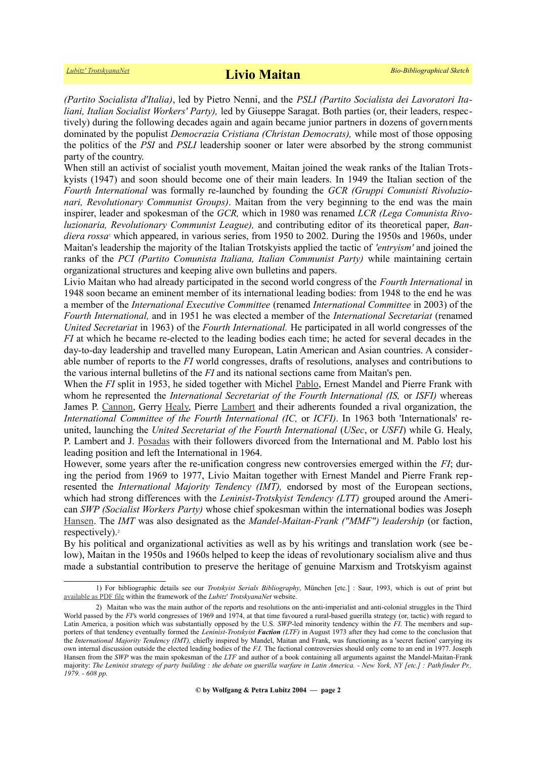*(Partito Socialista d'Italia)*, led by Pietro Nenni, and the *PSLI (Partito Socialista dei Lavoratori Italiani, Italian Socialist Workers' Party),* led by Giuseppe Saragat. Both parties (or, their leaders, respectively) during the following decades again and again became junior partners in dozens of governments dominated by the populist *Democrazia Cristiana (Christan Democrats),* while most of those opposing the politics of the *PSI* and *PSLI* leadership sooner or later were absorbed by the strong communist party of the country.

When still an activist of socialist youth movement, Maitan joined the weak ranks of the Italian Trotskyists (1947) and soon should become one of their main leaders. In 1949 the Italian section of the *Fourth International* was formally re-launched by founding the *GCR (Gruppi Comunisti Rivoluzionari, Revolutionary Communist Groups)*. Maitan from the very beginning to the end was the main inspirer, leader and spokesman of the *GCR,* which in 1980 was renamed *LCR (Lega Comunista Rivoluzionaria, Revolutionary Communist League),* and contributing editor of its theoretical paper, *Bandiera rossa*[1] which appeared, in various series, from 1950 to 2002. During the 1950s and 1960s, under Maitan's leadership the majority of the Italian Trotskyists applied the tactic of *'entryism'* and joined the ranks of the *PCI (Partito Comunista Italiana, Italian Communist Party)* while maintaining certain organizational structures and keeping alive own bulletins and papers.

Livio Maitan who had already participated in the second world congress of the *Fourth International* in 1948 soon became an eminent member of its international leading bodies: from 1948 to the end he was a member of the *International Executive Committee* (renamed *International Committee* in 2003) of the *Fourth International,* and in 1951 he was elected a member of the *International Secretariat* (renamed *United Secretariat* in 1963) of the *Fourth International.* He participated in all world congresses of the *FI* at which he became re-elected to the leading bodies each time; he acted for several decades in the day-to-day leadership and travelled many European, Latin American and Asian countries. A considerable number of reports to the *FI* world congresses, drafts of resolutions, analyses and contributions to the various internal bulletins of the *FI* and its national sections came from Maitan's pen.

When the *FI* split in 1953, he sided together with Michel Pablo, Ernest Mandel and Pierre Frank with whom he represented the *International Secretariat of the Fourth International (IS,* or *ISFI)* whereas James P. Cannon, Gerry Healy, Pierre Lambert and their adherents founded a rival organization, the *International Committee of the Fourth International (IC,* or *ICFI)*. In 1963 both 'Internationals' reunited, launching the *United Secretariat of the Fourth International* (*USec*, or *USFI*) while G. Healy, P. Lambert and J. Posadas with their followers divorced from the International and M. Pablo lost his leading position and left the International in 1964.

However, some years after the re-unification congress new controversies emerged within the *FI*; during the period from 1969 to 1977, Livio Maitan together with Ernest Mandel and Pierre Frank represented the *International Majority Tendency (IMT),* endorsed by most of the European sections, which had strong differences with the *Leninist-Trotskyist Tendency (LTT)* grouped around the American *SWP (Socialist Workers Party)* whose chief spokesman within the international bodies was Joseph Hansen. The *IMT* was also designated as the *Mandel-Maitan-Frank ("MMF") leadership* (or faction, respectively).[2]

By his political and organizational activities as well as by his writings and translation work (see below), Maitan in the 1950s and 1960s helped to keep the ideas of revolutionary socialism alive and thus made a substantial contribution to preserve the heritage of genuine Marxism and Trotskyism against

---

1) For bibliographic details see our *Trotskyist Serials Bibliography*, München [etc.] : Saur, 1993, which is out of print but available as PDF file within the framework of the *Lubitz' TrotskyanaNet* website.

2) Maitan who was the main author of the reports and resolutions on the anti-imperialist and anti-colonial struggles in the Third World passed by the *FI*'s world congresses of 1969 and 1974, at that time favoured a rural-based guerilla strategy (or, tactic) with regard to Latin America, a position which was substantially opposed by the U.S. *SWP*-led minority tendency within the *FI*. The members and supporters of that tendency eventually formed the *Leninist-Trotskyist **Faction** (LTF)* in August 1973 after they had come to the conclusion that the *International Majority Tendency (IMT),* chiefly inspired by Mandel, Maitan and Frank, was functioning as a 'secret faction' carrying its own internal discussion outside the elected leading bodies of the *F.I.* The factional controversies should only come to an end in 1977. Joseph Hansen from the *SWP* was the main spokesman of the *LTF* and author of a book containing all arguments against the Mandel-Maitan-Frank majority: *The Leninist strategy of party building : the debate on guerilla warfare in Latin America. - New York, NY [etc.] : Pathfinder Pr., 1979. - 608 pp.*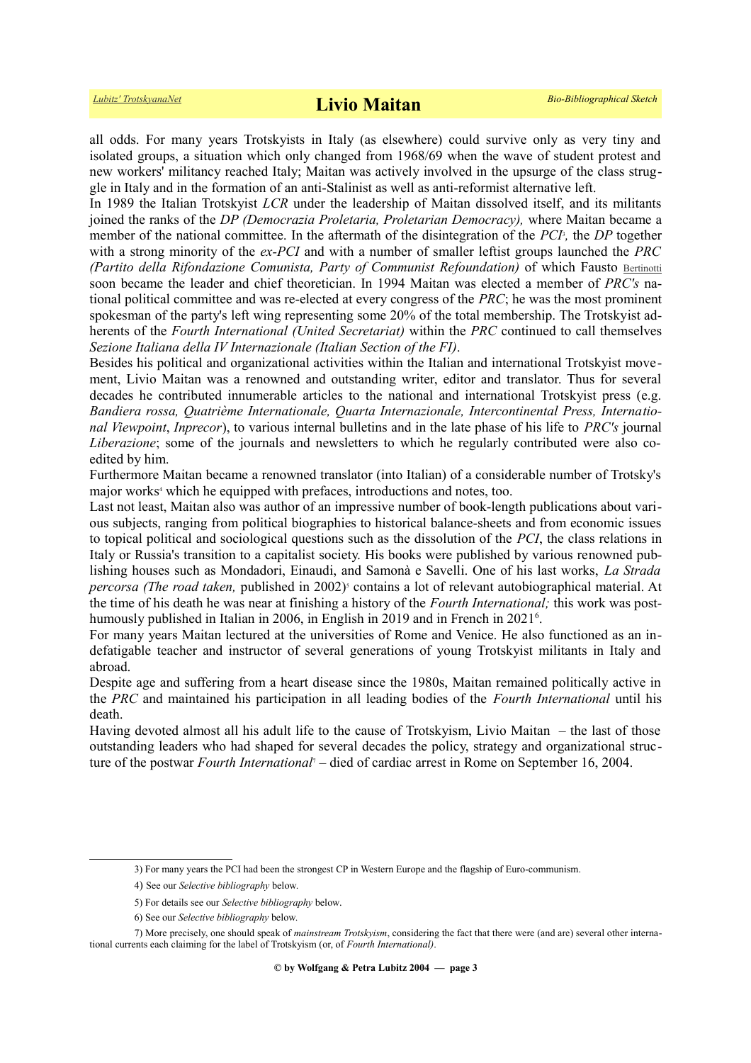all odds. For many years Trotskyists in Italy (as elsewhere) could survive only as very tiny and isolated groups, a situation which only changed from 1968/69 when the wave of student protest and new workers' militancy reached Italy; Maitan was actively involved in the upsurge of the class struggle in Italy and in the formation of an anti-Stalinist as well as anti-reformist alternative left.

In 1989 the Italian Trotskyist *LCR* under the leadership of Maitan dissolved itself, and its militants joined the ranks of the *DP (Democrazia Proletaria, Proletarian Democracy),* where Maitan became a member of the national committee. In the aftermath of the disintegration of the *PCI*[3], the *DP* together with a strong minority of the *ex-PCI* and with a number of smaller leftist groups launched the *PRC (Partito della Rifondazione Comunista, Party of Communist Refoundation)* of which Fausto Bertinotti soon became the leader and chief theoretician. In 1994 Maitan was elected a member of *PRC's* national political committee and was re-elected at every congress of the *PRC*; he was the most prominent spokesman of the party's left wing representing some 20% of the total membership. The Trotskyist adherents of the *Fourth International (United Secretariat)* within the *PRC* continued to call themselves *Sezione Italiana della IV Internazionale (Italian Section of the FI)*.

Besides his political and organizational activities within the Italian and international Trotskyist movement, Livio Maitan was a renowned and outstanding writer, editor and translator. Thus for several decades he contributed innumerable articles to the national and international Trotskyist press (e.g. *Bandiera rossa, Quatrième Internationale, Quarta Internazionale, Intercontinental Press, International Viewpoint*, *Inprecor*), to various internal bulletins and in the late phase of his life to *PRC's* journal *Liberazione*; some of the journals and newsletters to which he regularly contributed were also co-edited by him.

Furthermore Maitan became a renowned translator (into Italian) of a considerable number of Trotsky's major works[4] which he equipped with prefaces, introductions and notes, too.

Last not least, Maitan also was author of an impressive number of book-length publications about various subjects, ranging from political biographies to historical balance-sheets and from economic issues to topical political and sociological questions such as the dissolution of the *PCI*, the class relations in Italy or Russia's transition to a capitalist society. His books were published by various renowned publishing houses such as Mondadori, Einaudi, and Samonà e Savelli. One of his last works, *La Strada percorsa (The road taken,* published in 2002)[5] contains a lot of relevant autobiographical material. At the time of his death he was near at finishing a history of the *Fourth International;* this work was posthumously published in Italian in 2006, in English in 2019 and in French in 2021[6].

For many years Maitan lectured at the universities of Rome and Venice. He also functioned as an indefatigable teacher and instructor of several generations of young Trotskyist militants in Italy and abroad.

Despite age and suffering from a heart disease since the 1980s, Maitan remained politically active in the *PRC* and maintained his participation in all leading bodies of the *Fourth International* until his death.

Having devoted almost all his adult life to the cause of Trotskyism, Livio Maitan – the last of those outstanding leaders who had shaped for several decades the policy, strategy and organizational structure of the postwar *Fourth International*[7] – died of cardiac arrest in Rome on September 16, 2004.

---

3) For many years the PCI had been the strongest CP in Western Europe and the flagship of Euro-communism.

4) See our *Selective bibliography* below.

5) For details see our *Selective bibliography* below.

6) See our *Selective bibliography* below.

7) More precisely, one should speak of *mainstream Trotskyism*, considering the fact that there were (and are) several other international currents each claiming for the label of Trotskyism (or, of *Fourth International)*.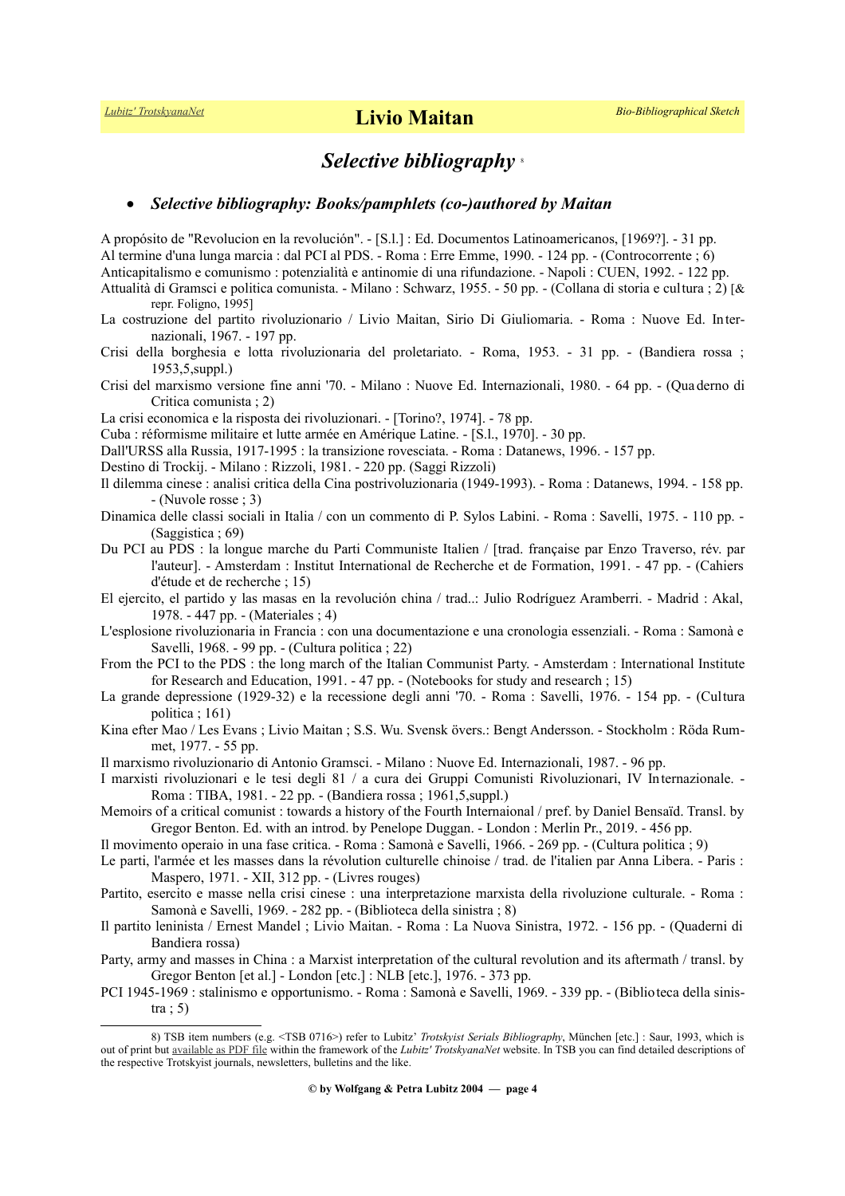# *Selective bibliography* [8]

- ***Selective bibliography: Books/pamphlets (co-)authored by Maitan***

A propósito de "Revolucion en la revolución". - [S.l.] : Ed. Documentos Latinoamericanos, [1969?]. - 31 pp.

Al termine d'una lunga marcia : dal PCI al PDS. - Roma : Erre Emme, 1990. - 124 pp. - (Controcorrente ; 6)

Anticapitalismo e comunismo : potenzialità e antinomie di una rifundazione. - Napoli : CUEN, 1992. - 122 pp.

Attualità di Gramsci e politica comunista. - Milano : Schwarz, 1955. - 50 pp. - (Collana di storia e cultura ; 2) [& repr. Foligno, 1995]

La costruzione del partito rivoluzionario / Livio Maitan, Sirio Di Giuliomaria. - Roma : Nuove Ed. Internazionali, 1967. - 197 pp.

Crisi della borghesia e lotta rivoluzionaria del proletariato. - Roma, 1953. - 31 pp. - (Bandiera rossa ; 1953,5,suppl.)

Crisi del marxismo versione fine anni '70. - Milano : Nuove Ed. Internazionali, 1980. - 64 pp. - (Quaderno di Critica comunista ; 2)

La crisi economica e la risposta dei rivoluzionari. - [Torino?, 1974]. - 78 pp.

Cuba : réformisme militaire et lutte armée en Amérique Latine. - [S.l., 1970]. - 30 pp.

Dall'URSS alla Russia, 1917-1995 : la transizione rovesciata. - Roma : Datanews, 1996. - 157 pp.

Destino di Trockij. - Milano : Rizzoli, 1981. - 220 pp. (Saggi Rizzoli)

Il dilemma cinese : analisi critica della Cina postrivoluzionaria (1949-1993). - Roma : Datanews, 1994. - 158 pp. - (Nuvole rosse ; 3)

Dinamica delle classi sociali in Italia / con un commento di P. Sylos Labini. - Roma : Savelli, 1975. - 110 pp. - (Saggistica ; 69)

Du PCI au PDS : la longue marche du Parti Communiste Italien / [trad. française par Enzo Traverso, rév. par l'auteur]. - Amsterdam : Institut International de Recherche et de Formation, 1991. - 47 pp. - (Cahiers d'étude et de recherche ; 15)

El ejercito, el partido y las masas en la revolución china / trad..: Julio Rodríguez Aramberri. - Madrid : Akal, 1978. - 447 pp. - (Materiales ; 4)

L'esplosione rivoluzionaria in Francia : con una documentazione e una cronologia essenziali. - Roma : Samonà e Savelli, 1968. - 99 pp. - (Cultura politica ; 22)

From the PCI to the PDS : the long march of the Italian Communist Party. - Amsterdam : International Institute for Research and Education, 1991. - 47 pp. - (Notebooks for study and research ; 15)

La grande depressione (1929-32) e la recessione degli anni '70. - Roma : Savelli, 1976. - 154 pp. - (Cultura politica ; 161)

Kina efter Mao / Les Evans ; Livio Maitan ; S.S. Wu. Svensk övers.: Bengt Andersson. - Stockholm : Röda Rummet, 1977. - 55 pp.

Il marxismo rivoluzionario di Antonio Gramsci. - Milano : Nuove Ed. Internazionali, 1987. - 96 pp.

I marxisti rivoluzionari e le tesi degli 81 / a cura dei Gruppi Comunisti Rivoluzionari, IV Internazionale. - Roma : TIBA, 1981. - 22 pp. - (Bandiera rossa ; 1961,5,suppl.)

Memoirs of a critical comunist : towards a history of the Fourth Internaional / pref. by Daniel Bensaïd. Transl. by Gregor Benton. Ed. with an introd. by Penelope Duggan. - London : Merlin Pr., 2019. - 456 pp.

Il movimento operaio in una fase critica. - Roma : Samonà e Savelli, 1966. - 269 pp. - (Cultura politica ; 9)

Le parti, l'armée et les masses dans la révolution culturelle chinoise / trad. de l'italien par Anna Libera. - Paris : Maspero, 1971. - XII, 312 pp. - (Livres rouges)

Partito, esercito e masse nella crisi cinese : una interpretazione marxista della rivoluzione culturale. - Roma : Samonà e Savelli, 1969. - 282 pp. - (Biblioteca della sinistra ; 8)

Il partito leninista / Ernest Mandel ; Livio Maitan. - Roma : La Nuova Sinistra, 1972. - 156 pp. - (Quaderni di Bandiera rossa)

Party, army and masses in China : a Marxist interpretation of the cultural revolution and its aftermath / transl. by Gregor Benton [et al.] - London [etc.] : NLB [etc.], 1976. - 373 pp.

PCI 1945-1969 : stalinismo e opportunismo. - Roma : Samonà e Savelli, 1969. - 339 pp. - (Biblioteca della sinistra ; 5)

---

8) TSB item numbers (e.g. <TSB 0716>) refer to Lubitz' *Trotskyist Serials Bibliography*, München [etc.] : Saur, 1993, which is out of print but available as PDF file within the framework of the *Lubitz' TrotskyanaNet* website. In TSB you can find detailed descriptions of the respective Trotskyist journals, newsletters, bulletins and the like.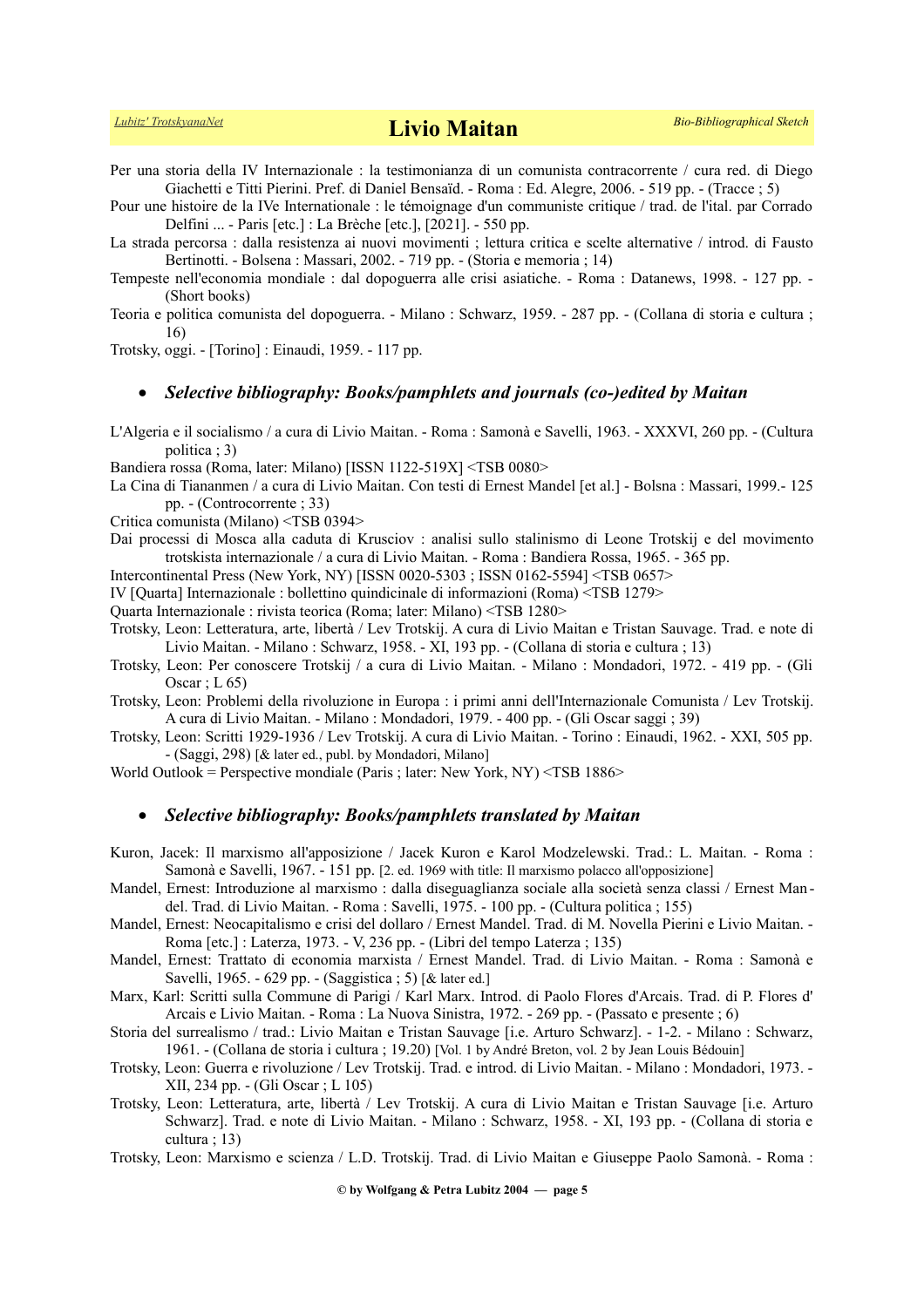Per una storia della IV Internazionale : la testimonianza di un comunista contracorrente / cura red. di Diego Giachetti e Titti Pierini. Pref. di Daniel Bensaïd. - Roma : Ed. Alegre, 2006. - 519 pp. - (Tracce ; 5)

Pour une histoire de la IVe Internationale : le témoignage d'un communiste critique / trad. de l'ital. par Corrado Delfini ... - Paris [etc.] : La Brèche [etc.], [2021]. - 550 pp.

La strada percorsa : dalla resistenza ai nuovi movimenti ; lettura critica e scelte alternative / introd. di Fausto Bertinotti. - Bolsena : Massari, 2002. - 719 pp. - (Storia e memoria ; 14)

Tempeste nell'economia mondiale : dal dopoguerra alle crisi asiatiche. - Roma : Datanews, 1998. - 127 pp. - (Short books)

Teoria e politica comunista del dopoguerra. - Milano : Schwarz, 1959. - 287 pp. - (Collana di storia e cultura ; 16)

Trotsky, oggi. - [Torino] : Einaudi, 1959. - 117 pp.

- ***Selective bibliography: Books/pamphlets and journals (co-)edited by Maitan***

L'Algeria e il socialismo / a cura di Livio Maitan. - Roma : Samonà e Savelli, 1963. - XXXVI, 260 pp. - (Cultura politica ; 3)

Bandiera rossa (Roma, later: Milano) [ISSN 1122-519X] <TSB 0080>

La Cina di Tiananmen / a cura di Livio Maitan. Con testi di Ernest Mandel [et al.] - Bolsna : Massari, 1999.- 125 pp. - (Controcorrente ; 33)

Critica comunista (Milano) <TSB 0394>

Dai processi di Mosca alla caduta di Krusciov : analisi sullo stalinismo di Leone Trotskij e del movimento trotskista internazionale / a cura di Livio Maitan. - Roma : Bandiera Rossa, 1965. - 365 pp.

Intercontinental Press (New York, NY) [ISSN 0020-5303 ; ISSN 0162-5594] <TSB 0657>

IV [Quarta] Internazionale : bollettino quindicinale di informazioni (Roma) <TSB 1279>

Quarta Internazionale : rivista teorica (Roma; later: Milano) <TSB 1280>

Trotsky, Leon: Letteratura, arte, libertà / Lev Trotskij. A cura di Livio Maitan e Tristan Sauvage. Trad. e note di Livio Maitan. - Milano : Schwarz, 1958. - XI, 193 pp. - (Collana di storia e cultura ; 13)

Trotsky, Leon: Per conoscere Trotskij / a cura di Livio Maitan. - Milano : Mondadori, 1972. - 419 pp. - (Gli Oscar ; L 65)

Trotsky, Leon: Problemi della rivoluzione in Europa : i primi anni dell'Internazionale Comunista / Lev Trotskij. A cura di Livio Maitan. - Milano : Mondadori, 1979. - 400 pp. - (Gli Oscar saggi ; 39)

Trotsky, Leon: Scritti 1929-1936 / Lev Trotskij. A cura di Livio Maitan. - Torino : Einaudi, 1962. - XXI, 505 pp. - (Saggi, 298) [& later ed., publ. by Mondadori, Milano]

World Outlook = Perspective mondiale (Paris ; later: New York, NY) <TSB 1886>

- ***Selective bibliography: Books/pamphlets translated by Maitan***

Kuron, Jacek: Il marxismo all'apposizione / Jacek Kuron e Karol Modzelewski. Trad.: L. Maitan. - Roma : Samonà e Savelli, 1967. - 151 pp. [2. ed. 1969 with title: Il marxismo polacco all'opposizione]

Mandel, Ernest: Introduzione al marxismo : dalla diseguaglianza sociale alla società senza classi / Ernest Mandel. Trad. di Livio Maitan. - Roma : Savelli, 1975. - 100 pp. - (Cultura politica ; 155)

Mandel, Ernest: Neocapitalismo e crisi del dollaro / Ernest Mandel. Trad. di M. Novella Pierini e Livio Maitan. - Roma [etc.] : Laterza, 1973. - V, 236 pp. - (Libri del tempo Laterza ; 135)

Mandel, Ernest: Trattato di economia marxista / Ernest Mandel. Trad. di Livio Maitan. - Roma : Samonà e Savelli, 1965. - 629 pp. - (Saggistica ; 5) [& later ed.]

Marx, Karl: Scritti sulla Commune di Parigi / Karl Marx. Introd. di Paolo Flores d'Arcais. Trad. di P. Flores d' Arcais e Livio Maitan. - Roma : La Nuova Sinistra, 1972. - 269 pp. - (Passato e presente ; 6)

Storia del surrealismo / trad.: Livio Maitan e Tristan Sauvage [i.e. Arturo Schwarz]. - 1-2. - Milano : Schwarz, 1961. - (Collana de storia i cultura ; 19.20) [Vol. 1 by André Breton, vol. 2 by Jean Louis Bédouin]

Trotsky, Leon: Guerra e rivoluzione / Lev Trotskij. Trad. e introd. di Livio Maitan. - Milano : Mondadori, 1973. - XII, 234 pp. - (Gli Oscar ; L 105)

Trotsky, Leon: Letteratura, arte, libertà / Lev Trotskij. A cura di Livio Maitan e Tristan Sauvage [i.e. Arturo Schwarz]. Trad. e note di Livio Maitan. - Milano : Schwarz, 1958. - XI, 193 pp. - (Collana di storia e cultura ; 13)

Trotsky, Leon: Marxismo e scienza / L.D. Trotskij. Trad. di Livio Maitan e Giuseppe Paolo Samonà. - Roma :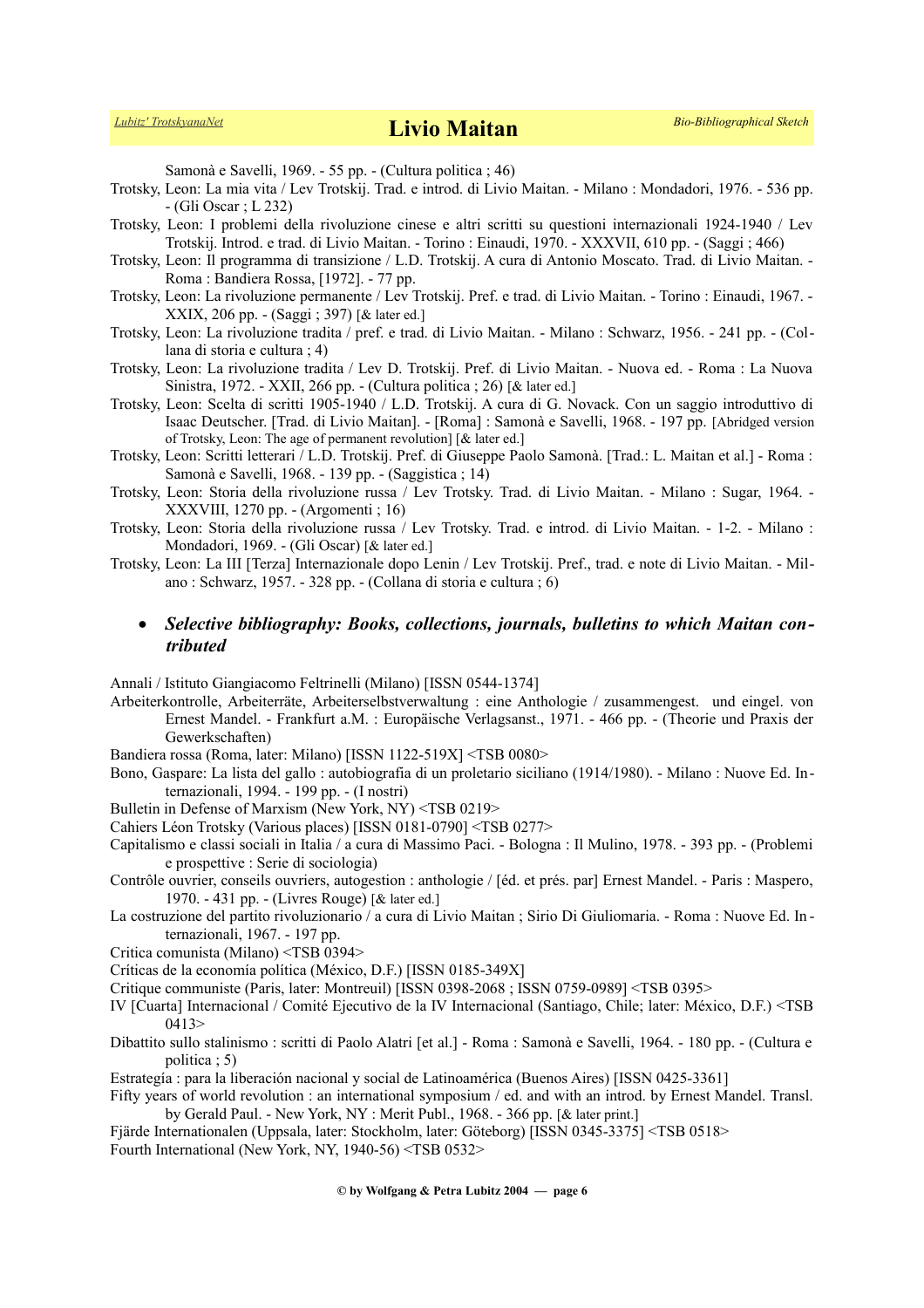Samonà e Savelli, 1969. - 55 pp. - (Cultura politica ; 46)

Trotsky, Leon: La mia vita / Lev Trotskij. Trad. e introd. di Livio Maitan. - Milano : Mondadori, 1976. - 536 pp. - (Gli Oscar ; L 232)

Trotsky, Leon: I problemi della rivoluzione cinese e altri scritti su questioni internazionali 1924-1940 / Lev Trotskij. Introd. e trad. di Livio Maitan. - Torino : Einaudi, 1970. - XXXVII, 610 pp. - (Saggi ; 466)

Trotsky, Leon: Il programma di transizione / L.D. Trotskij. A cura di Antonio Moscato. Trad. di Livio Maitan. - Roma : Bandiera Rossa, [1972]. - 77 pp.

Trotsky, Leon: La rivoluzione permanente / Lev Trotskij. Pref. e trad. di Livio Maitan. - Torino : Einaudi, 1967. - XXIX, 206 pp. - (Saggi ; 397) [& later ed.]

Trotsky, Leon: La rivoluzione tradita / pref. e trad. di Livio Maitan. - Milano : Schwarz, 1956. - 241 pp. - (Collana di storia e cultura ; 4)

Trotsky, Leon: La rivoluzione tradita / Lev D. Trotskij. Pref. di Livio Maitan. - Nuova ed. - Roma : La Nuova Sinistra, 1972. - XXII, 266 pp. - (Cultura politica ; 26) [& later ed.]

Trotsky, Leon: Scelta di scritti 1905-1940 / L.D. Trotskij. A cura di G. Novack. Con un saggio introduttivo di Isaac Deutscher. [Trad. di Livio Maitan]. - [Roma] : Samonà e Savelli, 1968. - 197 pp. [Abridged version of Trotsky, Leon: The age of permanent revolution] [& later ed.]

Trotsky, Leon: Scritti letterari / L.D. Trotskij. Pref. di Giuseppe Paolo Samonà. [Trad.: L. Maitan et al.] - Roma : Samonà e Savelli, 1968. - 139 pp. - (Saggistica ; 14)

Trotsky, Leon: Storia della rivoluzione russa / Lev Trotsky. Trad. di Livio Maitan. - Milano : Sugar, 1964. - XXXVIII, 1270 pp. - (Argomenti ; 16)

Trotsky, Leon: Storia della rivoluzione russa / Lev Trotsky. Trad. e introd. di Livio Maitan. - 1-2. - Milano : Mondadori, 1969. - (Gli Oscar) [& later ed.]

Trotsky, Leon: La III [Terza] Internazionale dopo Lenin / Lev Trotskij. Pref., trad. e note di Livio Maitan. - Milano : Schwarz, 1957. - 328 pp. - (Collana di storia e cultura ; 6)

- ***Selective bibliography: Books, collections, journals, bulletins to which Maitan contributed***

Annali / Istituto Giangiacomo Feltrinelli (Milano) [ISSN 0544-1374]

Arbeiterkontrolle, Arbeiterräte, Arbeiterselbstverwaltung : eine Anthologie / zusammengest. und eingel. von Ernest Mandel. - Frankfurt a.M. : Europäische Verlagsanst., 1971. - 466 pp. - (Theorie und Praxis der Gewerkschaften)

Bandiera rossa (Roma, later: Milano) [ISSN 1122-519X] <TSB 0080>

Bono, Gaspare: La lista del gallo : autobiografia di un proletario siciliano (1914/1980). - Milano : Nuove Ed. Internazionali, 1994. - 199 pp. - (I nostri)

Bulletin in Defense of Marxism (New York, NY) <TSB 0219>

Cahiers Léon Trotsky (Various places) [ISSN 0181-0790] <TSB 0277>

Capitalismo e classi sociali in Italia / a cura di Massimo Paci. - Bologna : Il Mulino, 1978. - 393 pp. - (Problemi e prospettive : Serie di sociologia)

Contrôle ouvrier, conseils ouvriers, autogestion : anthologie / [éd. et prés. par] Ernest Mandel. - Paris : Maspero, 1970. - 431 pp. - (Livres Rouge) [& later ed.]

La costruzione del partito rivoluzionario / a cura di Livio Maitan ; Sirio Di Giuliomaria. - Roma : Nuove Ed. Internazionali, 1967. - 197 pp.

Critica comunista (Milano) <TSB 0394>

Críticas de la economía política (México, D.F.) [ISSN 0185-349X]

Critique communiste (Paris, later: Montreuil) [ISSN 0398-2068 ; ISSN 0759-0989] <TSB 0395>

IV [Cuarta] Internacional / Comité Ejecutivo de la IV Internacional (Santiago, Chile; later: México, D.F.) <TSB 0413>

Dibattito sullo stalinismo : scritti di Paolo Alatri [et al.] - Roma : Samonà e Savelli, 1964. - 180 pp. - (Cultura e politica ; 5)

Estrategía : para la liberación nacional y social de Latinoamérica (Buenos Aires) [ISSN 0425-3361]

Fifty years of world revolution : an international symposium / ed. and with an introd. by Ernest Mandel. Transl. by Gerald Paul. - New York, NY : Merit Publ., 1968. - 366 pp. [& later print.]

Fjärde Internationalen (Uppsala, later: Stockholm, later: Göteborg) [ISSN 0345-3375] <TSB 0518>

Fourth International (New York, NY, 1940-56) <TSB 0532>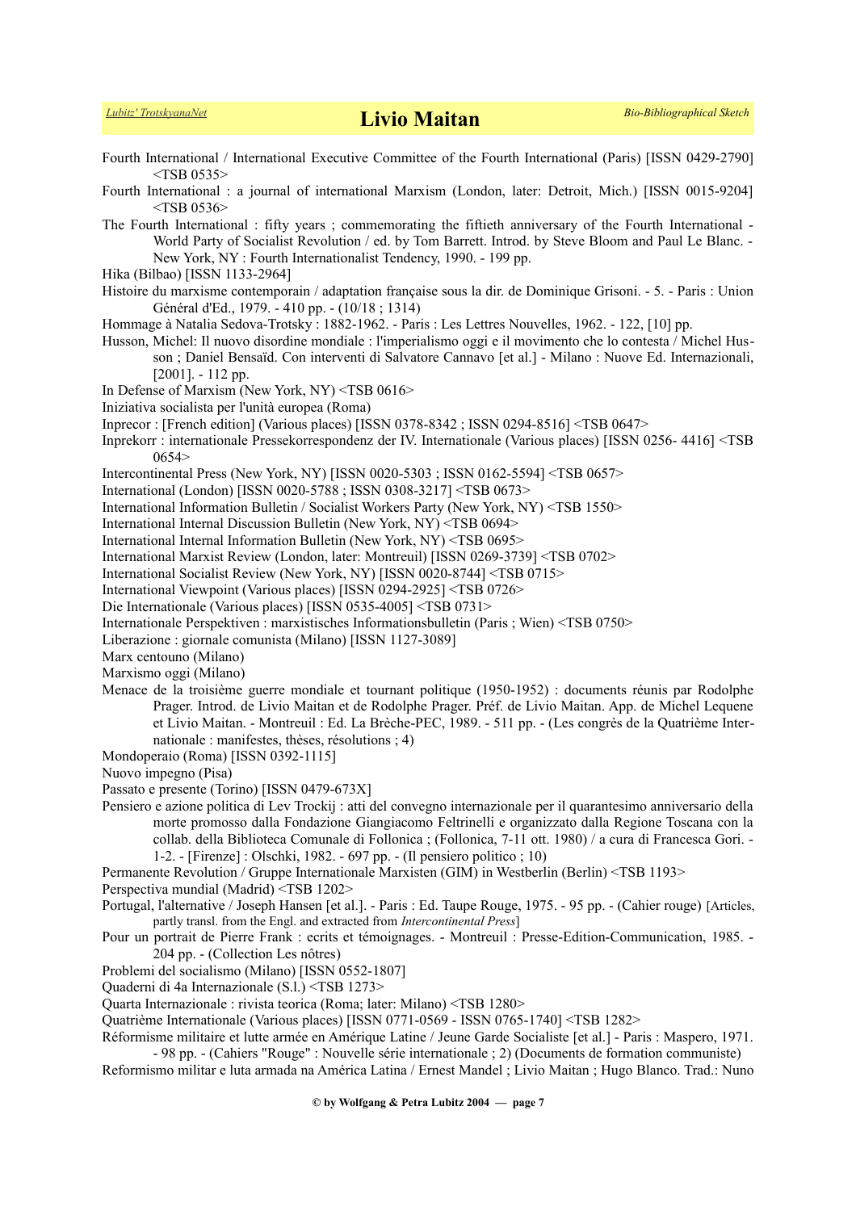Fourth International / International Executive Committee of the Fourth International (Paris) [ISSN 0429-2790] <TSB 0535>

Fourth International : a journal of international Marxism (London, later: Detroit, Mich.) [ISSN 0015-9204] <TSB 0536>

The Fourth International : fifty years ; commemorating the fiftieth anniversary of the Fourth International - World Party of Socialist Revolution / ed. by Tom Barrett. Introd. by Steve Bloom and Paul Le Blanc. - New York, NY : Fourth Internationalist Tendency, 1990. - 199 pp.

Hika (Bilbao) [ISSN 1133-2964]

Histoire du marxisme contemporain / adaptation française sous la dir. de Dominique Grisoni. - 5. - Paris : Union Général d'Ed., 1979. - 410 pp. - (10/18 ; 1314)

Hommage à Natalia Sedova-Trotsky : 1882-1962. - Paris : Les Lettres Nouvelles, 1962. - 122, [10] pp.

Husson, Michel: Il nuovo disordine mondiale : l'imperialismo oggi e il movimento che lo contesta / Michel Husson ; Daniel Bensaïd. Con interventi di Salvatore Cannavo [et al.] - Milano : Nuove Ed. Internazionali, [2001]. - 112 pp.

In Defense of Marxism (New York, NY) <TSB 0616>

Iniziativa socialista per l'unità europea (Roma)

Inprecor : [French edition] (Various places) [ISSN 0378-8342 ; ISSN 0294-8516] <TSB 0647>

Inprekorr : internationale Pressekorrespondenz der IV. Internationale (Various places) [ISSN 0256- 4416] <TSB 0654>

Intercontinental Press (New York, NY) [ISSN 0020-5303 ; ISSN 0162-5594] <TSB 0657>

International (London) [ISSN 0020-5788 ; ISSN 0308-3217] <TSB 0673>

International Information Bulletin / Socialist Workers Party (New York, NY) <TSB 1550>

International Internal Discussion Bulletin (New York, NY) <TSB 0694>

International Internal Information Bulletin (New York, NY) <TSB 0695>

International Marxist Review (London, later: Montreuil) [ISSN 0269-3739] <TSB 0702>

International Socialist Review (New York, NY) [ISSN 0020-8744] <TSB 0715>

International Viewpoint (Various places) [ISSN 0294-2925] <TSB 0726>

Die Internationale (Various places) [ISSN 0535-4005] <TSB 0731>

Internationale Perspektiven : marxistisches Informationsbulletin (Paris ; Wien) <TSB 0750>

Liberazione : giornale comunista (Milano) [ISSN 1127-3089]

Marx centouno (Milano)

Marxismo oggi (Milano)

Menace de la troisième guerre mondiale et tournant politique (1950-1952) : documents réunis par Rodolphe Prager. Introd. de Livio Maitan et de Rodolphe Prager. Préf. de Livio Maitan. App. de Michel Lequene et Livio Maitan. - Montreuil : Ed. La Brèche-PEC, 1989. - 511 pp. - (Les congrès de la Quatrième Internationale : manifestes, thèses, résolutions ; 4)

Mondoperaio (Roma) [ISSN 0392-1115]

Nuovo impegno (Pisa)

Passato e presente (Torino) [ISSN 0479-673X]

Pensiero e azione politica di Lev Trockij : atti del convegno internazionale per il quarantesimo anniversario della morte promosso dalla Fondazione Giangiacomo Feltrinelli e organizzato dalla Regione Toscana con la collab. della Biblioteca Comunale di Follonica ; (Follonica, 7-11 ott. 1980) / a cura di Francesca Gori. - 1-2. - [Firenze] : Olschki, 1982. - 697 pp. - (Il pensiero politico ; 10)

Permanente Revolution / Gruppe Internationale Marxisten (GIM) in Westberlin (Berlin) <TSB 1193>

Perspectiva mundial (Madrid) <TSB 1202>

Portugal, l'alternative / Joseph Hansen [et al.]. - Paris : Ed. Taupe Rouge, 1975. - 95 pp. - (Cahier rouge) [Articles, partly transl. from the Engl. and extracted from *Intercontinental Press*]

Pour un portrait de Pierre Frank : ecrits et témoignages. - Montreuil : Presse-Edition-Communication, 1985. - 204 pp. - (Collection Les nôtres)

Problemi del socialismo (Milano) [ISSN 0552-1807]

Quaderni di 4a Internazionale (S.l.) <TSB 1273>

Quarta Internazionale : rivista teorica (Roma; later: Milano) <TSB 1280>

Quatrième Internationale (Various places) [ISSN 0771-0569 - ISSN 0765-1740] <TSB 1282>

Réformisme militaire et lutte armée en Amérique Latine / Jeune Garde Socialiste [et al.] - Paris : Maspero, 1971. - 98 pp. - (Cahiers "Rouge" : Nouvelle série internationale ; 2) (Documents de formation communiste)

Reformismo militar e luta armada na América Latina / Ernest Mandel ; Livio Maitan ; Hugo Blanco. Trad.: Nuno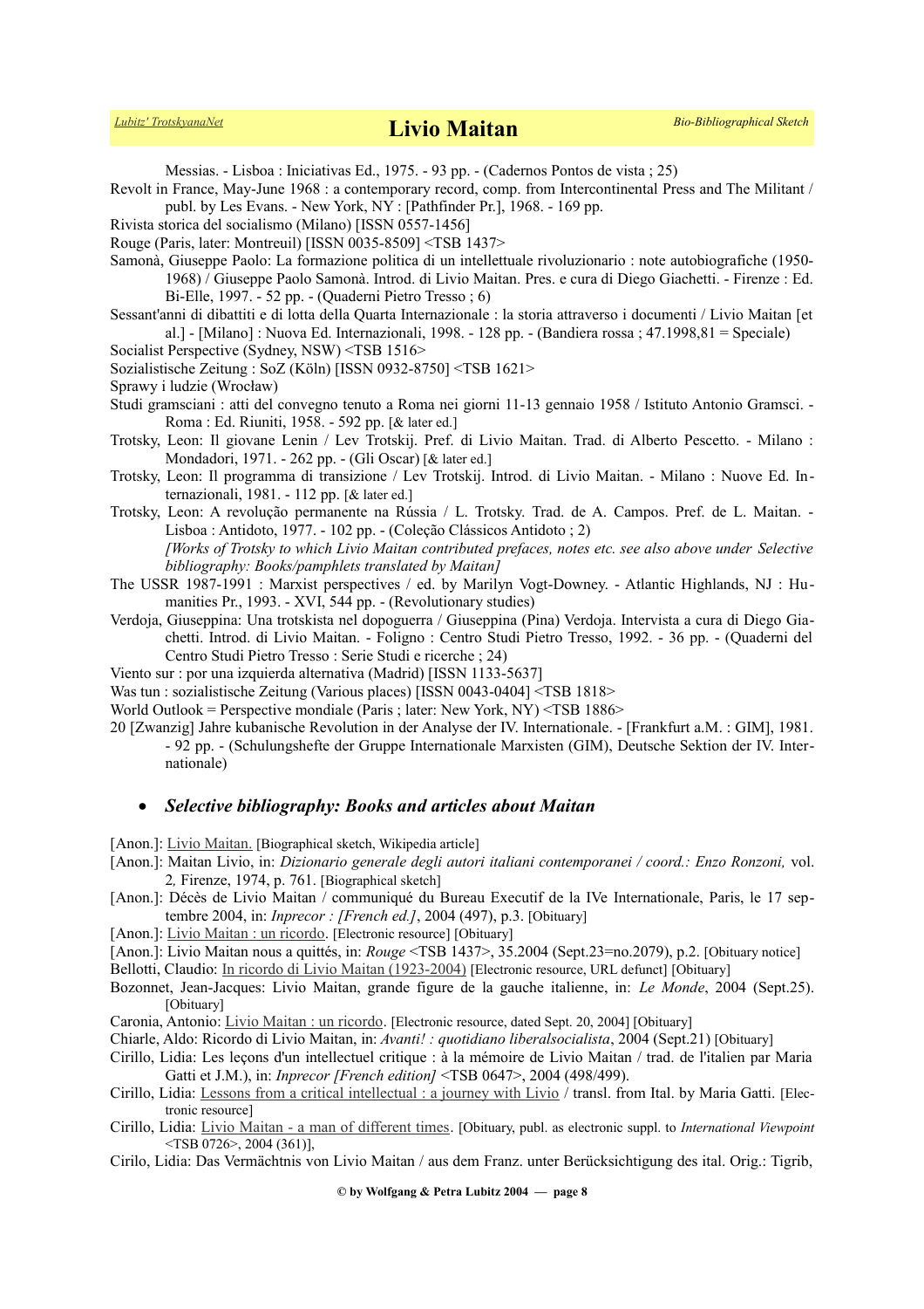Messias. - Lisboa : Iniciativas Ed., 1975. - 93 pp. - (Cadernos Pontos de vista ; 25)

Revolt in France, May-June 1968 : a contemporary record, comp. from Intercontinental Press and The Militant / publ. by Les Evans. - New York, NY : [Pathfinder Pr.], 1968. - 169 pp.

Rivista storica del socialismo (Milano) [ISSN 0557-1456]

Rouge (Paris, later: Montreuil) [ISSN 0035-8509] <TSB 1437>

Samonà, Giuseppe Paolo: La formazione politica di un intellettuale rivoluzionario : note autobiografiche (1950-1968) / Giuseppe Paolo Samonà. Introd. di Livio Maitan. Pres. e cura di Diego Giachetti. - Firenze : Ed. Bi-Elle, 1997. - 52 pp. - (Quaderni Pietro Tresso ; 6)

Sessant'anni di dibattiti e di lotta della Quarta Internazionale : la storia attraverso i documenti / Livio Maitan [et al.] - [Milano] : Nuova Ed. Internazionali, 1998. - 128 pp. - (Bandiera rossa ; 47.1998,81 = Speciale)

Socialist Perspective (Sydney, NSW) <TSB 1516>

Sozialistische Zeitung : SoZ (Köln) [ISSN 0932-8750] <TSB 1621>

Sprawy i ludzie (Wrocław)

Studi gramsciani : atti del convegno tenuto a Roma nei giorni 11-13 gennaio 1958 / Istituto Antonio Gramsci. - Roma : Ed. Riuniti, 1958. - 592 pp. [& later ed.]

Trotsky, Leon: Il giovane Lenin / Lev Trotskij. Pref. di Livio Maitan. Trad. di Alberto Pescetto. - Milano : Mondadori, 1971. - 262 pp. - (Gli Oscar) [& later ed.]

Trotsky, Leon: Il programma di transizione / Lev Trotskij. Introd. di Livio Maitan. - Milano : Nuove Ed. Internazionali, 1981. - 112 pp. [& later ed.]

Trotsky, Leon: A revolução permanente na Rússia / L. Trotsky. Trad. de A. Campos. Pref. de L. Maitan. - Lisboa : Antidoto, 1977. - 102 pp. - (Coleção Clássicos Antidoto ; 2)
*[Works of Trotsky to which Livio Maitan contributed prefaces, notes etc. see also above under Selective bibliography: Books/pamphlets translated by Maitan]*

The USSR 1987-1991 : Marxist perspectives / ed. by Marilyn Vogt-Downey. - Atlantic Highlands, NJ : Humanities Pr., 1993. - XVI, 544 pp. - (Revolutionary studies)

Verdoja, Giuseppina: Una trotskista nel dopoguerra / Giuseppina (Pina) Verdoja. Intervista a cura di Diego Giachetti. Introd. di Livio Maitan. - Foligno : Centro Studi Pietro Tresso, 1992. - 36 pp. - (Quaderni del Centro Studi Pietro Tresso : Serie Studi e ricerche ; 24)

Viento sur : por una izquierda alternativa (Madrid) [ISSN 1133-5637]

Was tun : sozialistische Zeitung (Various places) [ISSN 0043-0404] <TSB 1818>

World Outlook = Perspective mondiale (Paris ; later: New York, NY) <TSB 1886>

20 [Zwanzig] Jahre kubanische Revolution in der Analyse der IV. Internationale. - [Frankfurt a.M. : GIM], 1981. - 92 pp. - (Schulungshefte der Gruppe Internationale Marxisten (GIM), Deutsche Sektion der IV. Internationale)

- ***Selective bibliography: Books and articles about Maitan***

[Anon.]: Livio Maitan. [Biographical sketch, Wikipedia article]

[Anon.]: Maitan Livio, in: *Dizionario generale degli autori italiani contemporanei / coord.: Enzo Ronzoni,* vol. 2*,* Firenze, 1974, p. 761. [Biographical sketch]

[Anon.]: Décès de Livio Maitan / communiqué du Bureau Executif de la IVe Internationale, Paris, le 17 septembre 2004, in: *Inprecor : [French ed.]*, 2004 (497), p.3. [Obituary]

[Anon.]: Livio Maitan : un ricordo. [Electronic resource] [Obituary]

[Anon.]: Livio Maitan nous a quittés, in: *Rouge* <TSB 1437>, 35.2004 (Sept.23=no.2079), p.2. [Obituary notice]

Bellotti, Claudio: In ricordo di Livio Maitan (1923-2004) [Electronic resource, URL defunct] [Obituary]

Bozonnet, Jean-Jacques: Livio Maitan, grande figure de la gauche italienne, in: *Le Monde*, 2004 (Sept.25). [Obituary]

Caronia, Antonio: Livio Maitan : un ricordo. [Electronic resource, dated Sept. 20, 2004] [Obituary]

Chiarle, Aldo: Ricordo di Livio Maitan, in: *Avanti! : quotidiano liberalsocialista*, 2004 (Sept.21) [Obituary]

Cirillo, Lidia: Les leçons d'un intellectuel critique : à la mémoire de Livio Maitan / trad. de l'italien par Maria Gatti et J.M.), in: *Inprecor [French edition]* <TSB 0647>, 2004 (498/499).

Cirillo, Lidia: Lessons from a critical intellectual : a journey with Livio / transl. from Ital. by Maria Gatti. [Electronic resource]

Cirillo, Lidia: Livio Maitan - a man of different times. [Obituary, publ. as electronic suppl. to *International Viewpoint* <TSB 0726>, 2004 (361)],

Cirilo, Lidia: Das Vermächtnis von Livio Maitan / aus dem Franz. unter Berücksichtigung des ital. Orig.: Tigrib,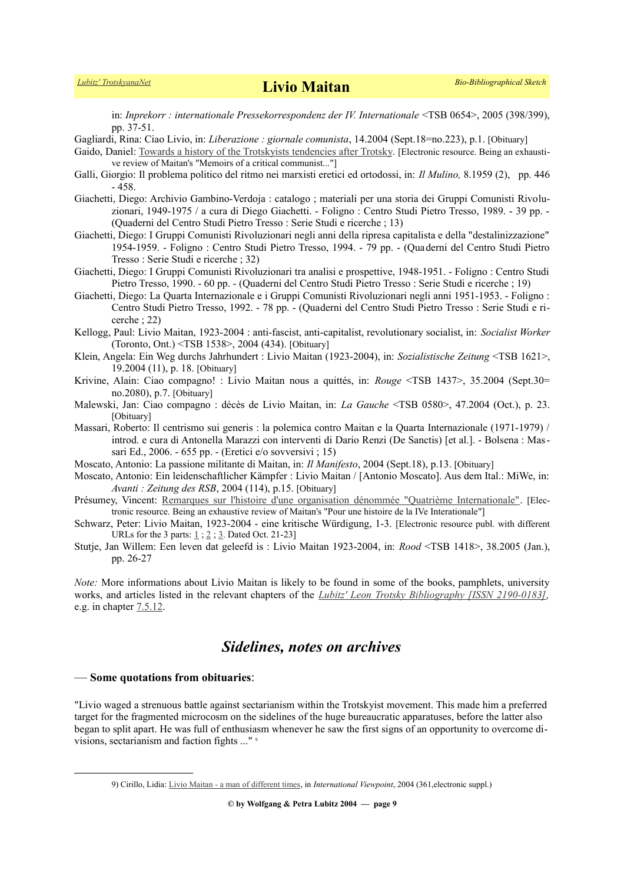in: *Inprekorr : internationale Pressekorrespondenz der IV. Internationale* <TSB 0654>, 2005 (398/399), pp. 37-51.

Gagliardi, Rina: Ciao Livio, in: *Liberazione : giornale comunista*, 14.2004 (Sept.18=no.223), p.1. [Obituary]

Gaido, Daniel: Towards a history of the Trotskyists tendencies after Trotsky. [Electronic resource. Being an exhaustive review of Maitan's "Memoirs of a critical communist..."]

Galli, Giorgio: Il problema politico del ritmo nei marxisti eretici ed ortodossi, in: *Il Mulino,* 8.1959 (2), pp. 446 - 458.

Giachetti, Diego: Archivio Gambino-Verdoja : catalogo ; materiali per una storia dei Gruppi Comunisti Rivoluzionari, 1949-1975 / a cura di Diego Giachetti. - Foligno : Centro Studi Pietro Tresso, 1989. - 39 pp. - (Quaderni del Centro Studi Pietro Tresso : Serie Studi e ricerche ; 13)

Giachetti, Diego: I Gruppi Comunisti Rivoluzionari negli anni della ripresa capitalista e della "destalinizzazione" 1954-1959. - Foligno : Centro Studi Pietro Tresso, 1994. - 79 pp. - (Quaderni del Centro Studi Pietro Tresso : Serie Studi e ricerche ; 32)

Giachetti, Diego: I Gruppi Comunisti Rivoluzionari tra analisi e prospettive, 1948-1951. - Foligno : Centro Studi Pietro Tresso, 1990. - 60 pp. - (Quaderni del Centro Studi Pietro Tresso : Serie Studi e ricerche ; 19)

Giachetti, Diego: La Quarta Internazionale e i Gruppi Comunisti Rivoluzionari negli anni 1951-1953. - Foligno : Centro Studi Pietro Tresso, 1992. - 78 pp. - (Quaderni del Centro Studi Pietro Tresso : Serie Studi e ricerche ; 22)

Kellogg, Paul: Livio Maitan, 1923-2004 : anti-fascist, anti-capitalist, revolutionary socialist, in: *Socialist Worker* (Toronto, Ont.) <TSB 1538>, 2004 (434). [Obituary]

Klein, Angela: Ein Weg durchs Jahrhundert : Livio Maitan (1923-2004), in: *Sozialistische Zeitung* <TSB 1621>, 19.2004 (11), p. 18. [Obituary]

Krivine, Alain: Ciao compagno! : Livio Maitan nous a quittés, in: *Rouge* <TSB 1437>, 35.2004 (Sept.30= no.2080), p.7. [Obituary]

Malewski, Jan: Ciao compagno : décès de Livio Maitan, in: *La Gauche* <TSB 0580>, 47.2004 (Oct.), p. 23. [Obituary]

Massari, Roberto: Il centrismo sui generis : la polemica contro Maitan e la Quarta Internazionale (1971-1979) / introd. e cura di Antonella Marazzi con interventi di Dario Renzi (De Sanctis) [et al.]. - Bolsena : Massari Ed., 2006. - 655 pp. - (Eretici e/o sovversivi ; 15)

Moscato, Antonio: La passione militante di Maitan, in: *Il Manifesto*, 2004 (Sept.18), p.13. [Obituary]

Moscato, Antonio: Ein leidenschaftlicher Kämpfer : Livio Maitan / [Antonio Moscato]. Aus dem Ital.: MiWe, in: *Avanti : Zeitung des RSB*, 2004 (114), p.15. [Obituary]

Présumey, Vincent: Remarques sur l'histoire d'une organisation dénommée "Quatrième Internationale". [Electronic resource. Being an exhaustive review of Maitan's "Pour une histoire de la IVe Interationale"]

Schwarz, Peter: Livio Maitan, 1923-2004 - eine kritische Würdigung, 1-3. [Electronic resource publ. with different URLs for the 3 parts: 1 ; 2 ; 3. Dated Oct. 21-23]

Stutje, Jan Willem: Een leven dat geleefd is : Livio Maitan 1923-2004, in: *Rood* <TSB 1418>, 38.2005 (Jan.), pp. 26-27

*Note:* More informations about Livio Maitan is likely to be found in some of the books, pamphlets, university works, and articles listed in the relevant chapters of the *Lubitz' Leon Trotsky Bibliography [ISSN 2190-0183],* e.g. in chapter 7.5.12.

## *Sidelines, notes on archives*

— **Some quotations from obituaries**:

"Livio waged a strenuous battle against sectarianism within the Trotskyist movement. This made him a preferred target for the fragmented microcosm on the sidelines of the huge bureaucratic apparatuses, before the latter also began to split apart. He was full of enthusiasm whenever he saw the first signs of an opportunity to overcome divisions, sectarianism and faction fights ..." [9]

9) Cirillo, Lidia: Livio Maitan - a man of different times, in *International Viewpoint*, 2004 (361,electronic suppl.)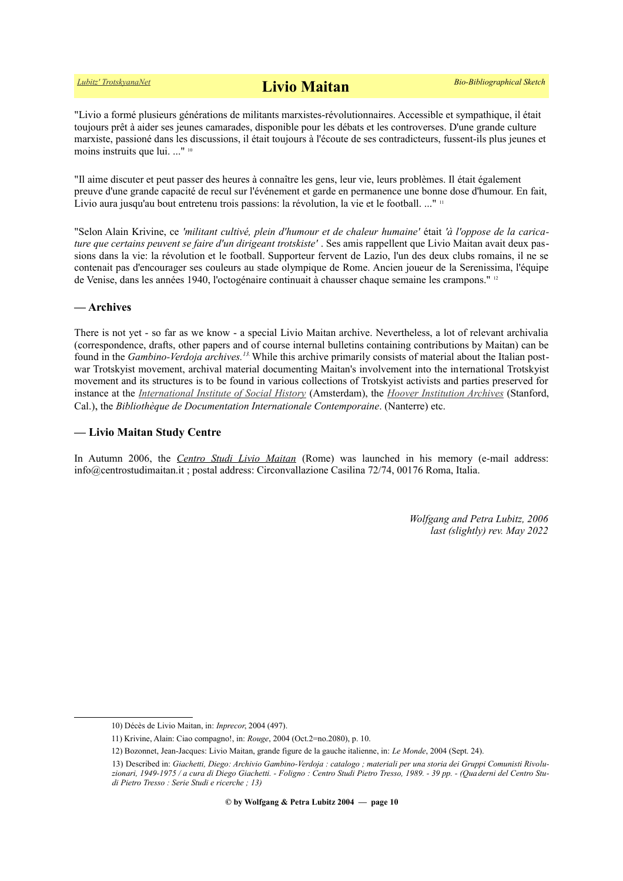"Livio a formé plusieurs générations de militants marxistes-révolutionnaires. Accessible et sympathique, il était toujours prêt à aider ses jeunes camarades, disponible pour les débats et les controverses. D'une grande culture marxiste, passioné dans les discussions, il était toujours à l'écoute de ses contradicteurs, fussent-ils plus jeunes et moins instruits que lui. ..." [10]

"Il aime discuter et peut passer des heures à connaître les gens, leur vie, leurs problèmes. Il était également preuve d'une grande capacité de recul sur l'événement et garde en permanence une bonne dose d'humour. En fait, Livio aura jusqu'au bout entretenu trois passions: la révolution, la vie et le football. ..." [11]

"Selon Alain Krivine, ce *'militant cultivé, plein d'humour et de chaleur humaine'* était *'à l'oppose de la caricature que certains peuvent se faire d'un dirigeant trotskiste'* . Ses amis rappellent que Livio Maitan avait deux passions dans la vie: la révolution et le football. Supporteur fervent de Lazio, l'un des deux clubs romains, il ne se contenait pas d'encourager ses couleurs au stade olympique de Rome. Ancien joueur de la Serenissima, l'équipe de Venise, dans les années 1940, l'octogénaire continuait à chausser chaque semaine les crampons." [12]

## — Archives

There is not yet - so far as we know - a special Livio Maitan archive. Nevertheless, a lot of relevant archivalia (correspondence, drafts, other papers and of course internal bulletins containing contributions by Maitan) can be found in the *Gambino-Verdoja archives.*[13] While this archive primarily consists of material about the Italian post-war Trotskyist movement, archival material documenting Maitan's involvement into the international Trotskyist movement and its structures is to be found in various collections of Trotskyist activists and parties preserved for instance at the *International Institute of Social History* (Amsterdam), the *Hoover Institution Archives* (Stanford, Cal.), the *Bibliothèque de Documentation Internationale Contemporaine*. (Nanterre) etc.

## — Livio Maitan Study Centre

In Autumn 2006, the *Centro Studi Livio Maitan* (Rome) was launched in his memory (e-mail address: info@centrostudimaitan.it ; postal address: Circonvallazione Casilina 72/74, 00176 Roma, Italia.

*Wolfgang and Petra Lubitz, 2006*
*last (slightly) rev. May 2022*

---

10) Décès de Livio Maitan, in: *Inprecor*, 2004 (497).

11) Krivine, Alain: Ciao compagno!, in: *Rouge*, 2004 (Oct.2=no.2080), p. 10.

12) Bozonnet, Jean-Jacques: Livio Maitan, grande figure de la gauche italienne, in: *Le Monde*, 2004 (Sept. 24).

13) Described in: *Giachetti, Diego: Archivio Gambino-Verdoja : catalogo ; materiali per una storia dei Gruppi Comunisti Rivoluzionari, 1949-1975 / a cura di Diego Giachetti. - Foligno : Centro Studi Pietro Tresso, 1989. - 39 pp. - (Quaderni del Centro Studi Pietro Tresso : Serie Studi e ricerche ; 13)*